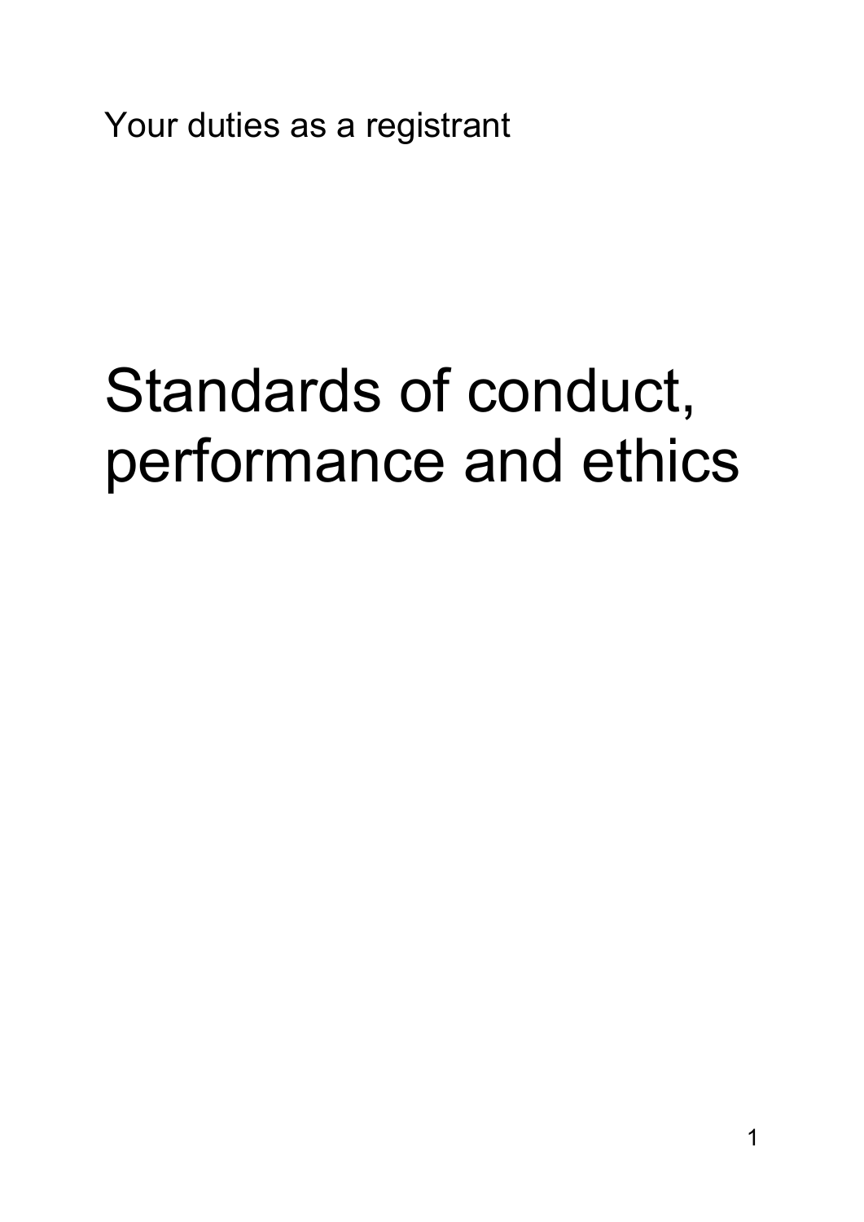Your duties as a registrant

# Standards of conduct, performance and ethics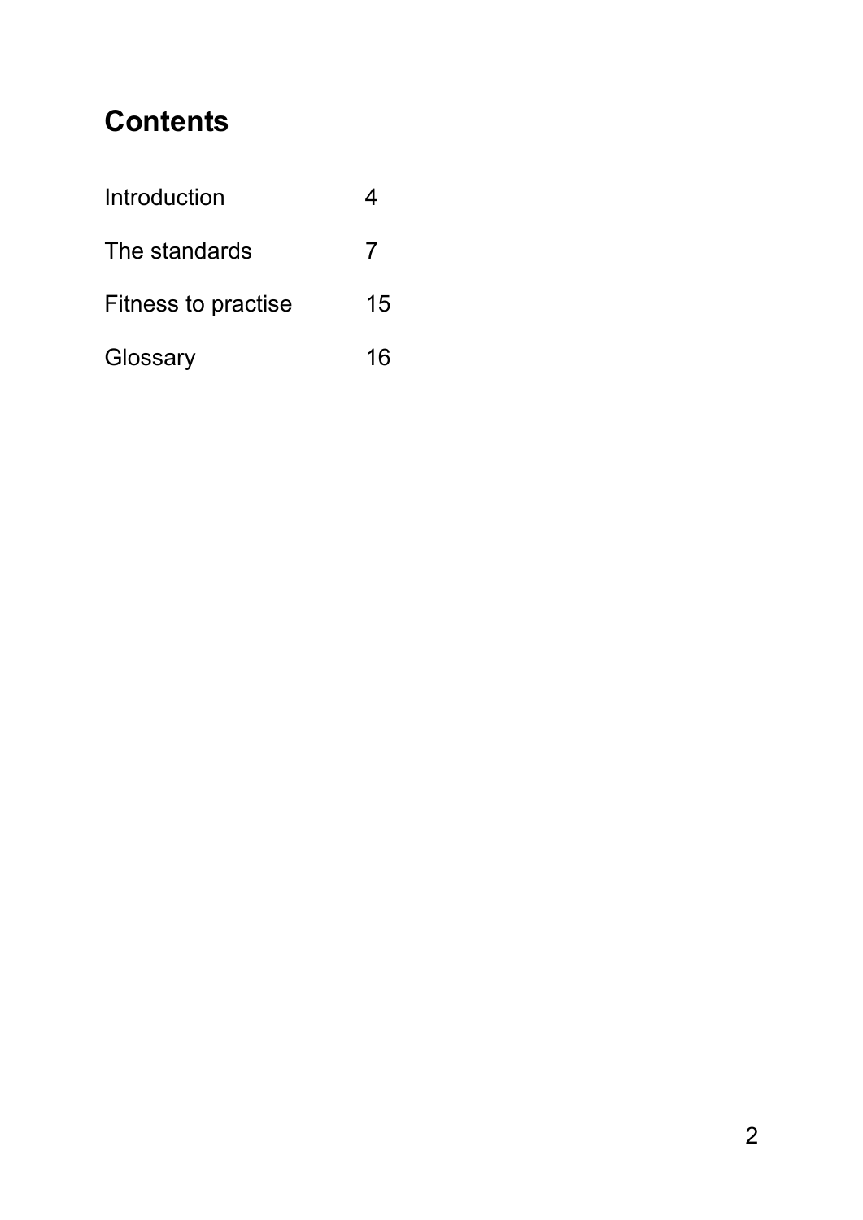# Contents

| | |
|---|---|
| Introduction | 4 |
| The standards | 7 |
| Fitness to practise | 15 |
| Glossary | 16 |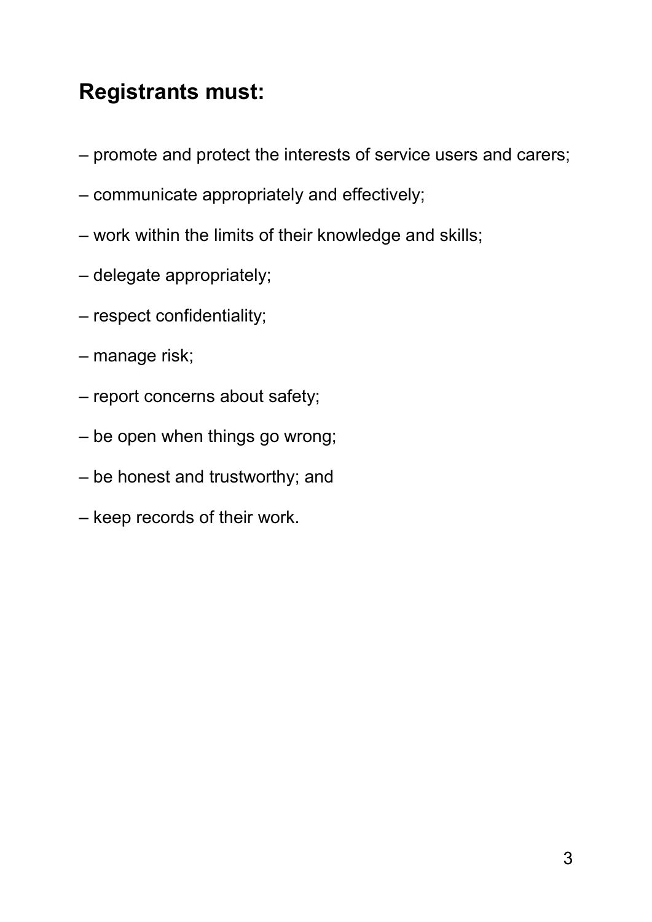## Registrants must:

– promote and protect the interests of service users and carers;

– communicate appropriately and effectively;

– work within the limits of their knowledge and skills;

– delegate appropriately;

– respect confidentiality;

– manage risk;

– report concerns about safety;

– be open when things go wrong;

– be honest and trustworthy; and

– keep records of their work.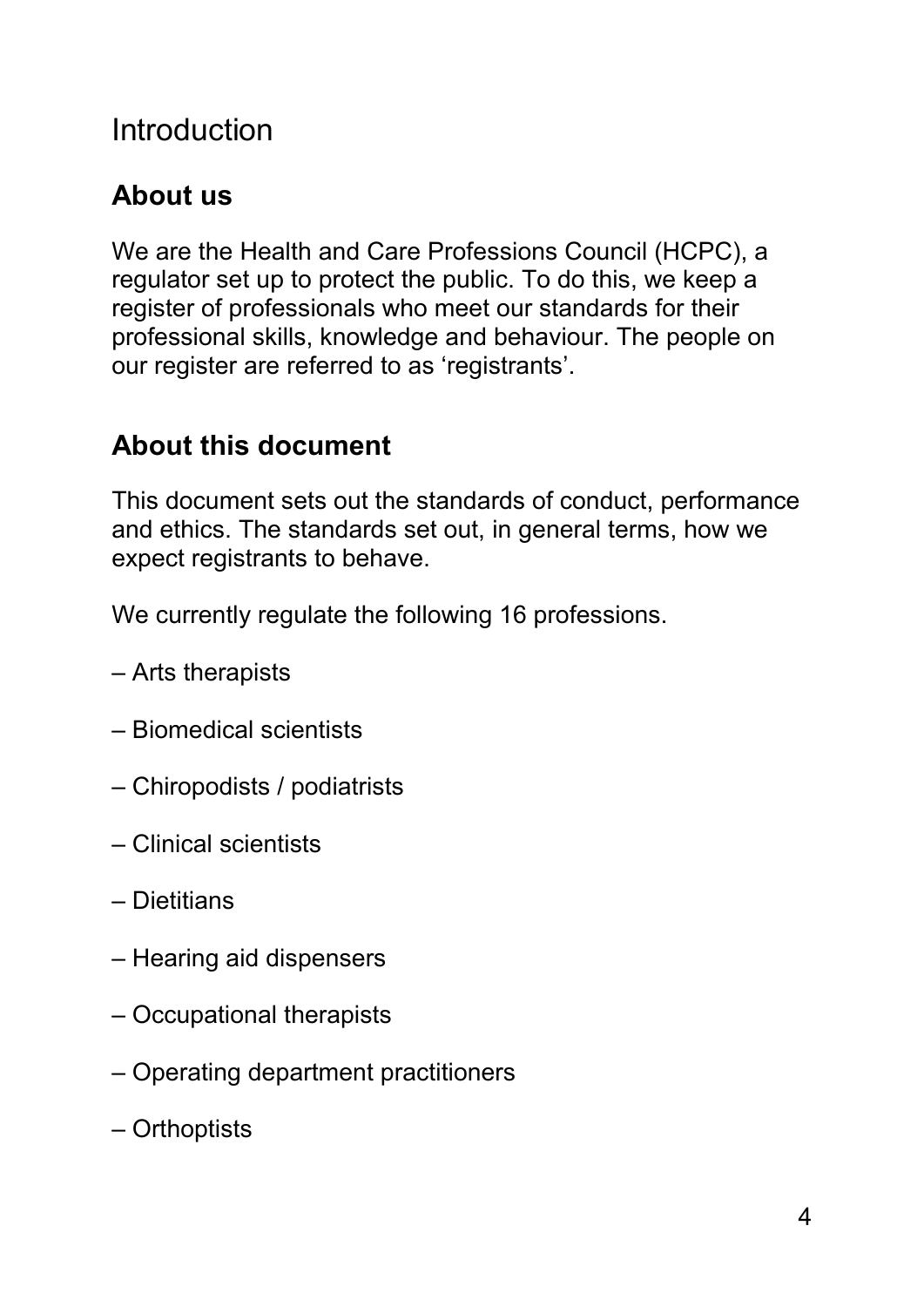# Introduction

## About us

We are the Health and Care Professions Council (HCPC), a regulator set up to protect the public. To do this, we keep a register of professionals who meet our standards for their professional skills, knowledge and behaviour. The people on our register are referred to as 'registrants'.

## About this document

This document sets out the standards of conduct, performance and ethics. The standards set out, in general terms, how we expect registrants to behave.

We currently regulate the following 16 professions.

– Arts therapists

– Biomedical scientists

– Chiropodists / podiatrists

– Clinical scientists

– Dietitians

– Hearing aid dispensers

– Occupational therapists

– Operating department practitioners

– Orthoptists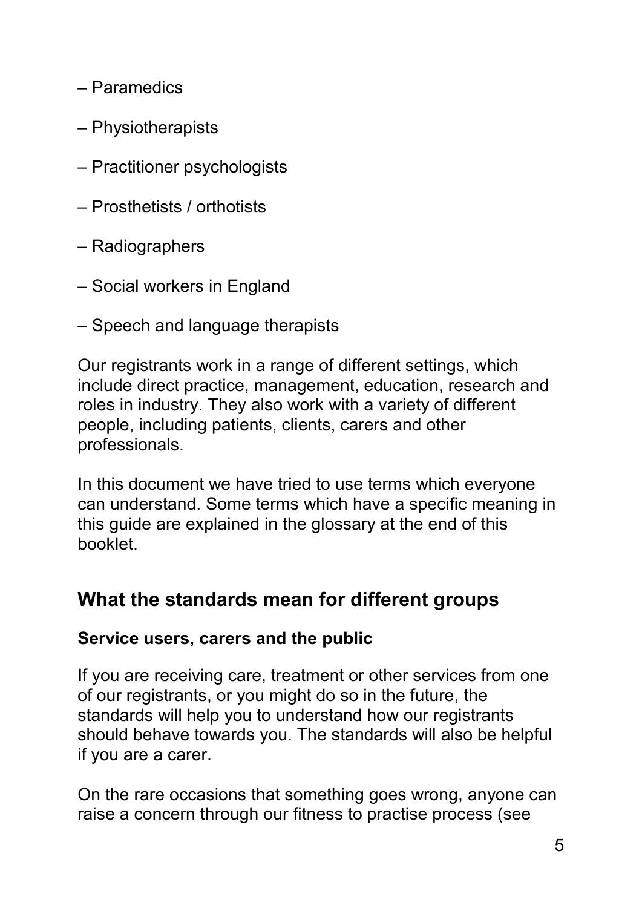– Paramedics

– Physiotherapists

– Practitioner psychologists

– Prosthetists / orthotists

– Radiographers

– Social workers in England

– Speech and language therapists

Our registrants work in a range of different settings, which include direct practice, management, education, research and roles in industry. They also work with a variety of different people, including patients, clients, carers and other professionals.

In this document we have tried to use terms which everyone can understand. Some terms which have a specific meaning in this guide are explained in the glossary at the end of this booklet.

## What the standards mean for different groups

### Service users, carers and the public

If you are receiving care, treatment or other services from one of our registrants, or you might do so in the future, the standards will help you to understand how our registrants should behave towards you. The standards will also be helpful if you are a carer.

On the rare occasions that something goes wrong, anyone can raise a concern through our fitness to practise process (see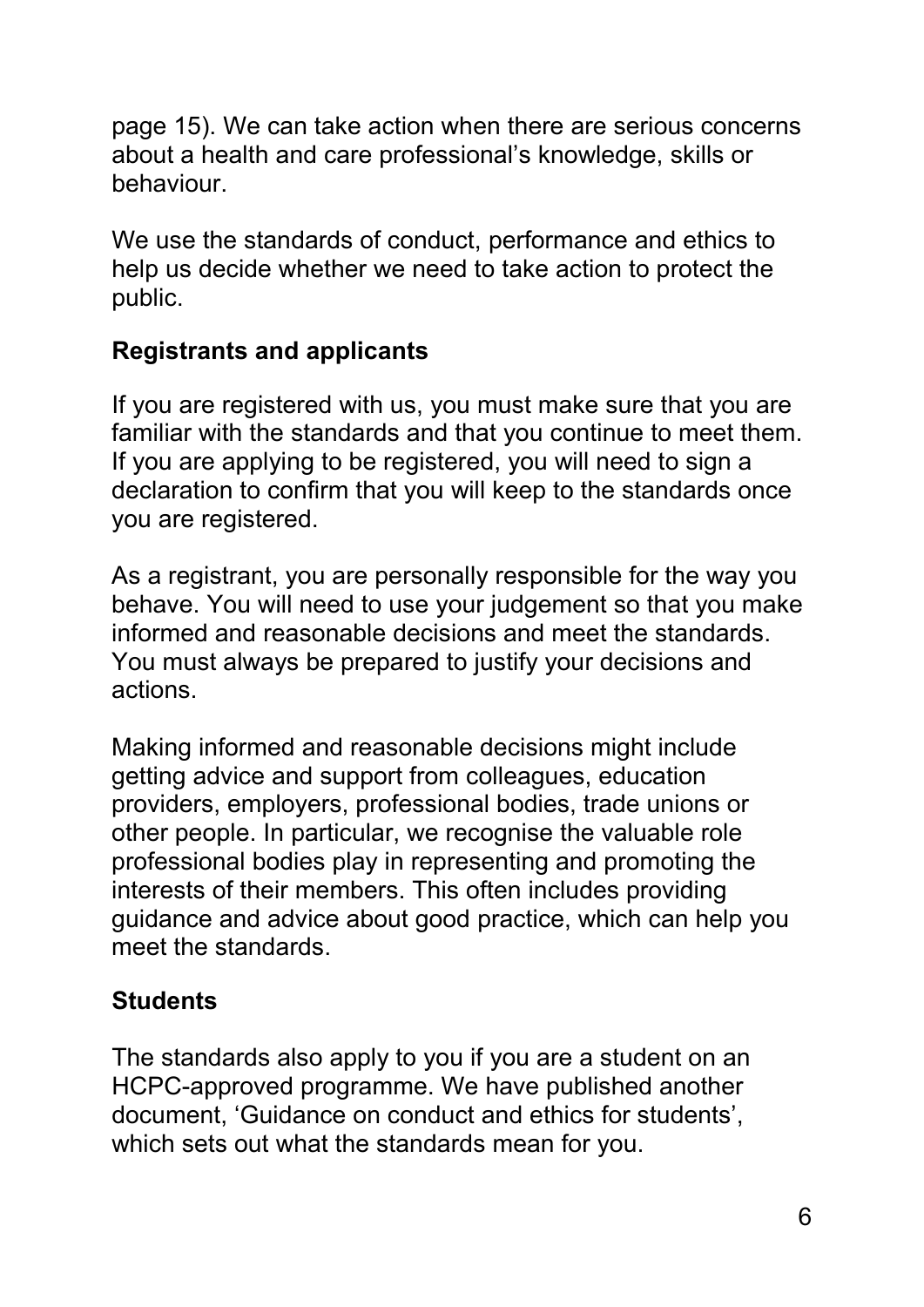page 15). We can take action when there are serious concerns about a health and care professional's knowledge, skills or behaviour.

We use the standards of conduct, performance and ethics to help us decide whether we need to take action to protect the public.

### Registrants and applicants

If you are registered with us, you must make sure that you are familiar with the standards and that you continue to meet them. If you are applying to be registered, you will need to sign a declaration to confirm that you will keep to the standards once you are registered.

As a registrant, you are personally responsible for the way you behave. You will need to use your judgement so that you make informed and reasonable decisions and meet the standards. You must always be prepared to justify your decisions and actions.

Making informed and reasonable decisions might include getting advice and support from colleagues, education providers, employers, professional bodies, trade unions or other people. In particular, we recognise the valuable role professional bodies play in representing and promoting the interests of their members. This often includes providing guidance and advice about good practice, which can help you meet the standards.

### Students

The standards also apply to you if you are a student on an HCPC-approved programme. We have published another document, 'Guidance on conduct and ethics for students', which sets out what the standards mean for you.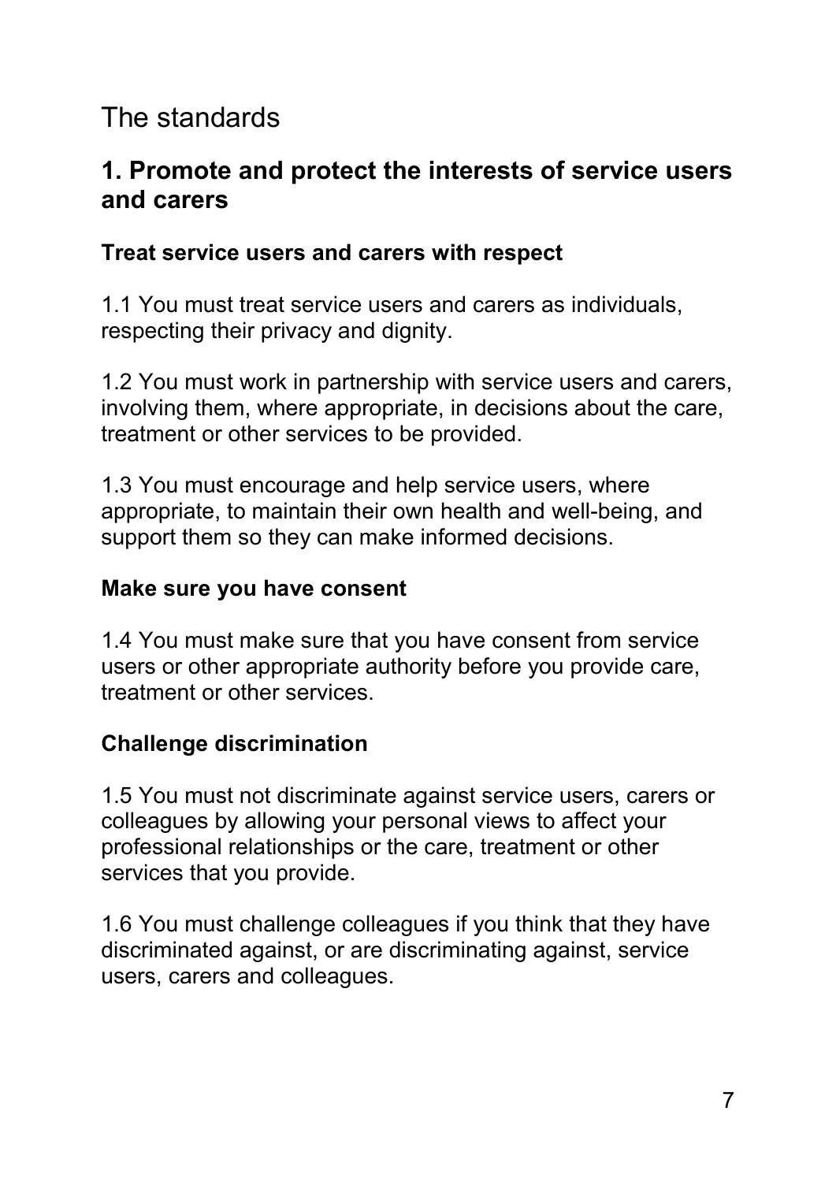# The standards

## 1. Promote and protect the interests of service users and carers

### Treat service users and carers with respect

1.1 You must treat service users and carers as individuals, respecting their privacy and dignity.

1.2 You must work in partnership with service users and carers, involving them, where appropriate, in decisions about the care, treatment or other services to be provided.

1.3 You must encourage and help service users, where appropriate, to maintain their own health and well-being, and support them so they can make informed decisions.

### Make sure you have consent

1.4 You must make sure that you have consent from service users or other appropriate authority before you provide care, treatment or other services.

### Challenge discrimination

1.5 You must not discriminate against service users, carers or colleagues by allowing your personal views to affect your professional relationships or the care, treatment or other services that you provide.

1.6 You must challenge colleagues if you think that they have discriminated against, or are discriminating against, service users, carers and colleagues.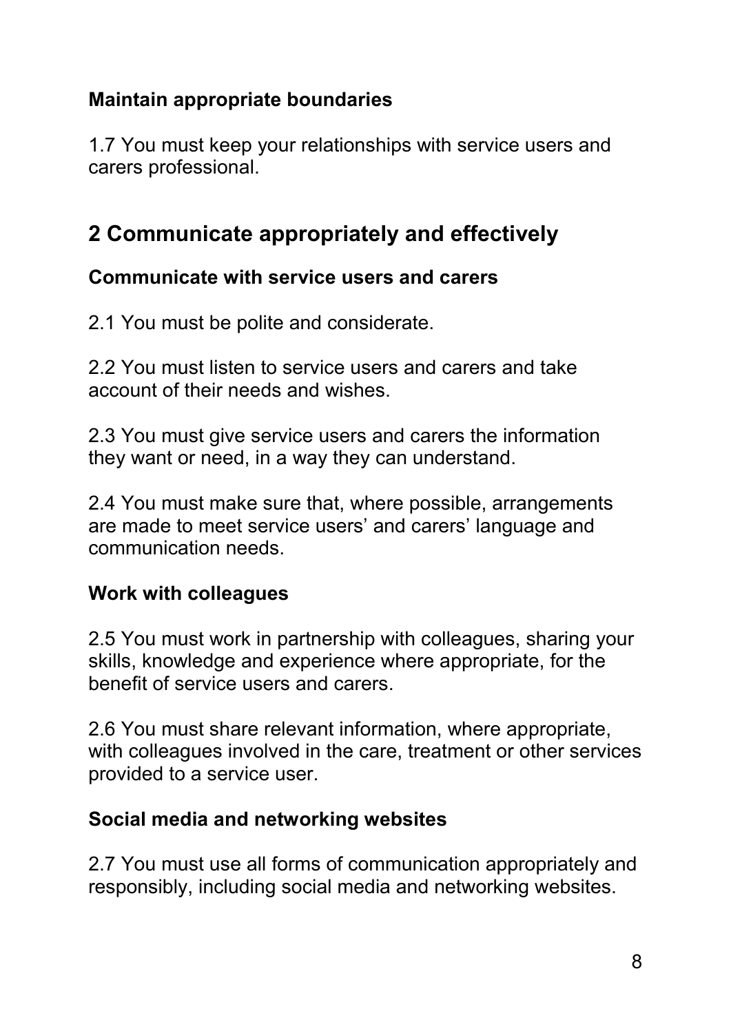### Maintain appropriate boundaries

1.7 You must keep your relationships with service users and carers professional.

## 2 Communicate appropriately and effectively

### Communicate with service users and carers

2.1 You must be polite and considerate.

2.2 You must listen to service users and carers and take account of their needs and wishes.

2.3 You must give service users and carers the information they want or need, in a way they can understand.

2.4 You must make sure that, where possible, arrangements are made to meet service users' and carers' language and communication needs.

### Work with colleagues

2.5 You must work in partnership with colleagues, sharing your skills, knowledge and experience where appropriate, for the benefit of service users and carers.

2.6 You must share relevant information, where appropriate, with colleagues involved in the care, treatment or other services provided to a service user.

### Social media and networking websites

2.7 You must use all forms of communication appropriately and responsibly, including social media and networking websites.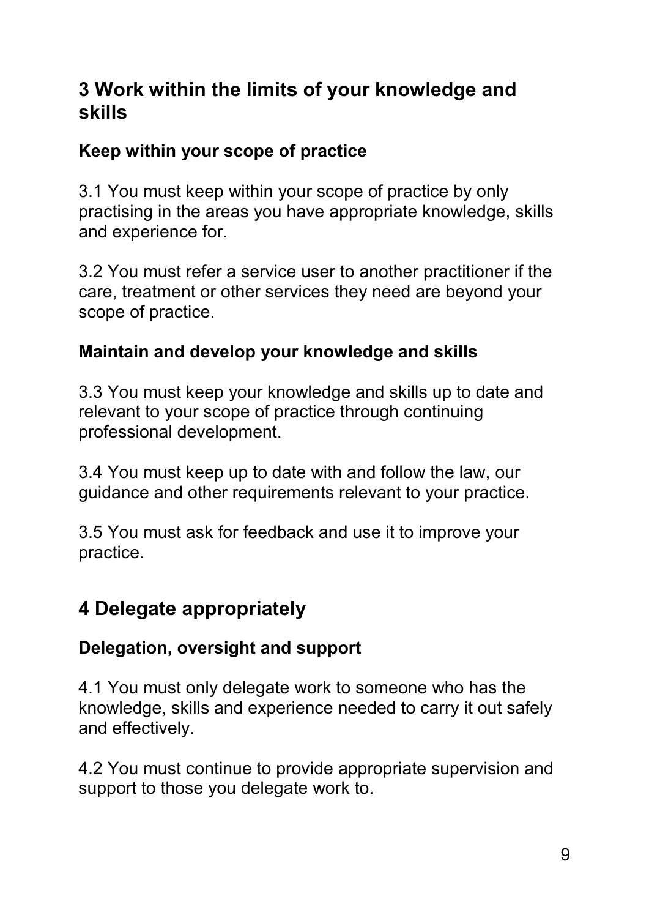## 3 Work within the limits of your knowledge and skills

### Keep within your scope of practice

3.1 You must keep within your scope of practice by only practising in the areas you have appropriate knowledge, skills and experience for.

3.2 You must refer a service user to another practitioner if the care, treatment or other services they need are beyond your scope of practice.

### Maintain and develop your knowledge and skills

3.3 You must keep your knowledge and skills up to date and relevant to your scope of practice through continuing professional development.

3.4 You must keep up to date with and follow the law, our guidance and other requirements relevant to your practice.

3.5 You must ask for feedback and use it to improve your practice.

## 4 Delegate appropriately

### Delegation, oversight and support

4.1 You must only delegate work to someone who has the knowledge, skills and experience needed to carry it out safely and effectively.

4.2 You must continue to provide appropriate supervision and support to those you delegate work to.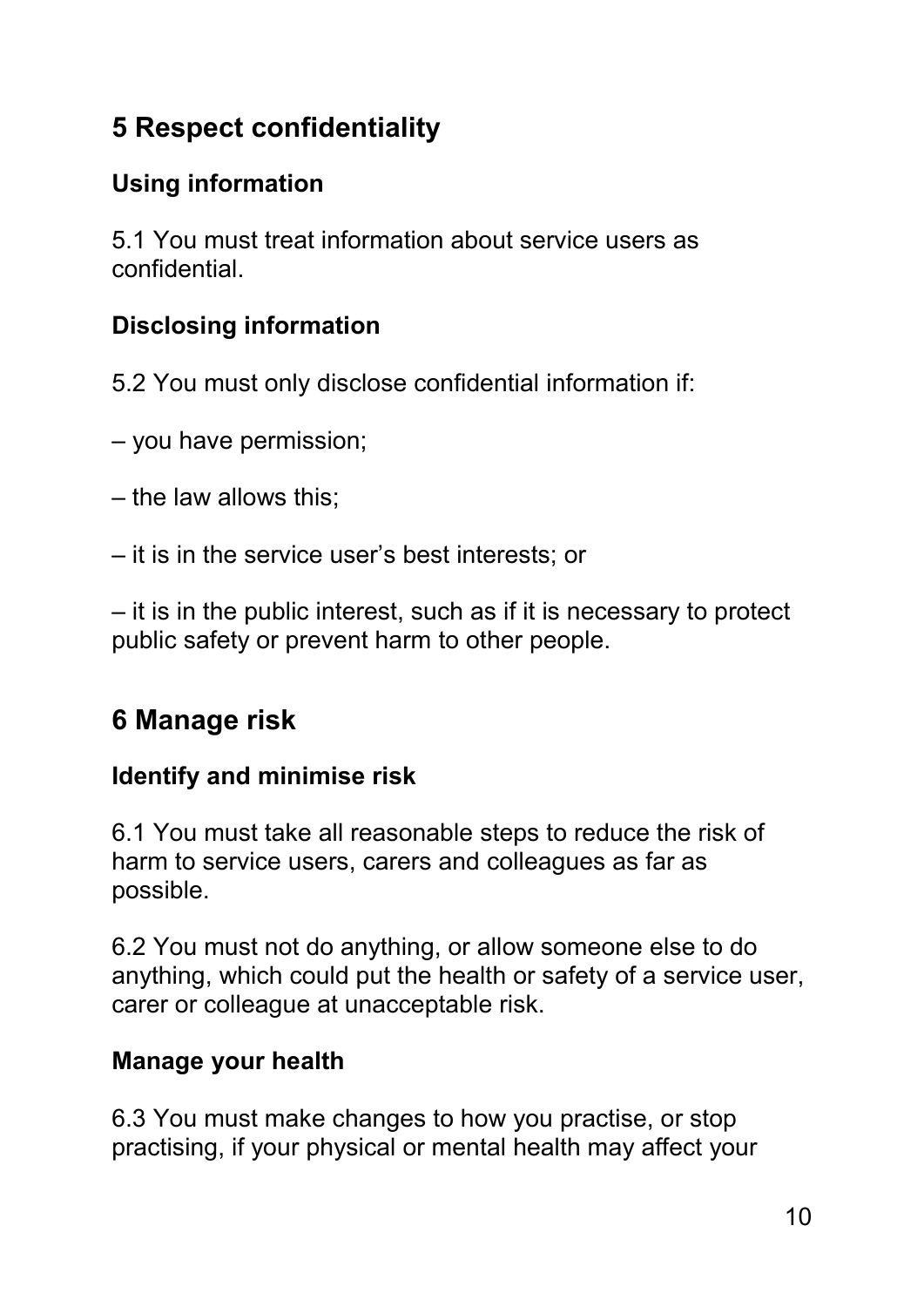## 5 Respect confidentiality

### Using information

5.1 You must treat information about service users as confidential.

### Disclosing information

5.2 You must only disclose confidential information if:

– you have permission;

– the law allows this;

– it is in the service user's best interests; or

– it is in the public interest, such as if it is necessary to protect public safety or prevent harm to other people.

## 6 Manage risk

### Identify and minimise risk

6.1 You must take all reasonable steps to reduce the risk of harm to service users, carers and colleagues as far as possible.

6.2 You must not do anything, or allow someone else to do anything, which could put the health or safety of a service user, carer or colleague at unacceptable risk.

### Manage your health

6.3 You must make changes to how you practise, or stop practising, if your physical or mental health may affect your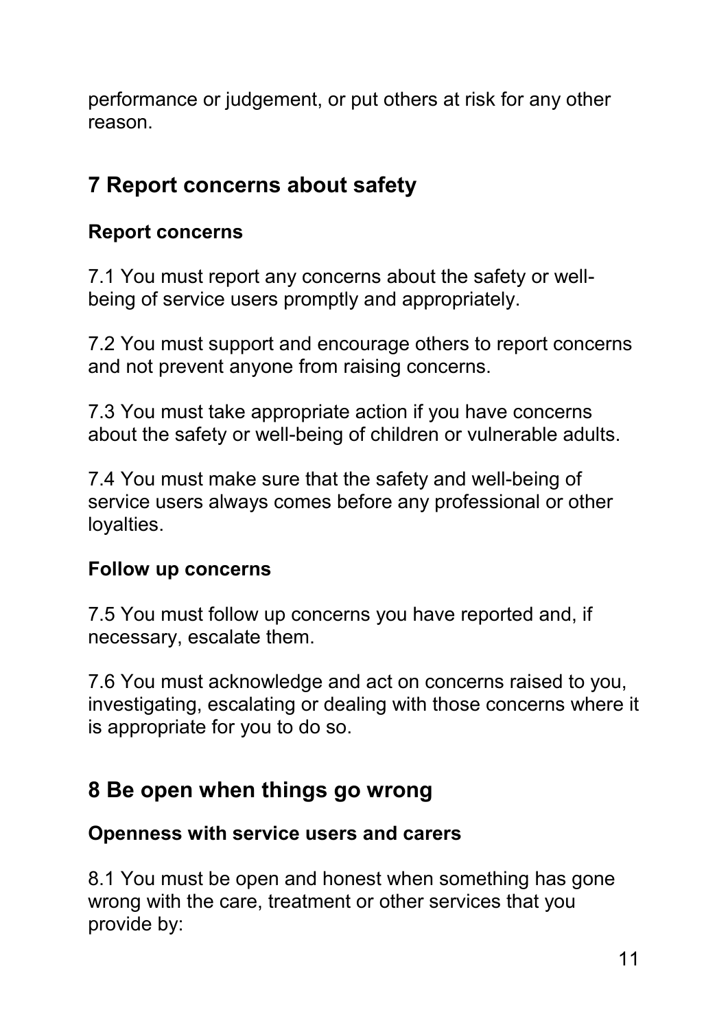performance or judgement, or put others at risk for any other reason.

## 7 Report concerns about safety

### Report concerns

7.1 You must report any concerns about the safety or well-being of service users promptly and appropriately.

7.2 You must support and encourage others to report concerns and not prevent anyone from raising concerns.

7.3 You must take appropriate action if you have concerns about the safety or well-being of children or vulnerable adults.

7.4 You must make sure that the safety and well-being of service users always comes before any professional or other loyalties.

### Follow up concerns

7.5 You must follow up concerns you have reported and, if necessary, escalate them.

7.6 You must acknowledge and act on concerns raised to you, investigating, escalating or dealing with those concerns where it is appropriate for you to do so.

## 8 Be open when things go wrong

### Openness with service users and carers

8.1 You must be open and honest when something has gone wrong with the care, treatment or other services that you provide by: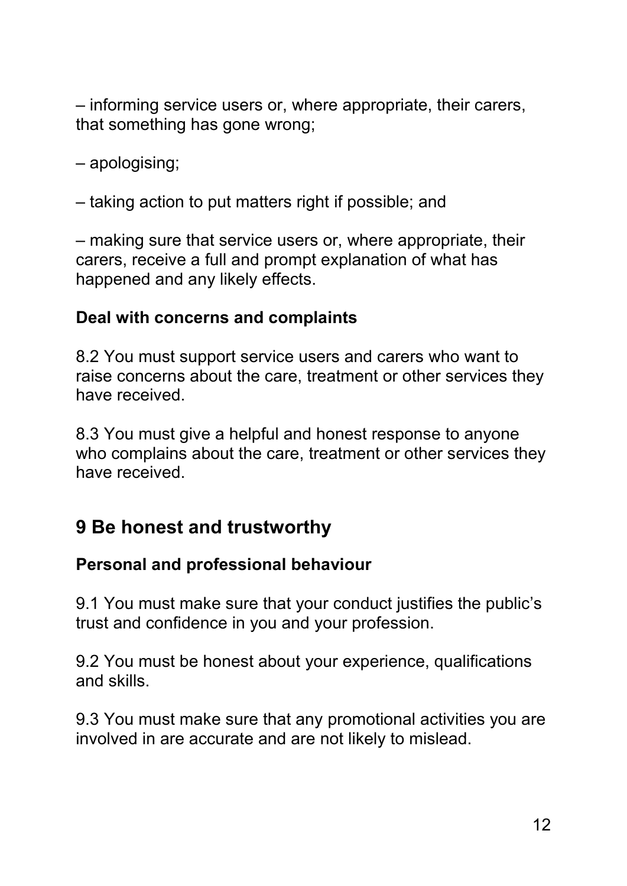– informing service users or, where appropriate, their carers, that something has gone wrong;

– apologising;

– taking action to put matters right if possible; and

– making sure that service users or, where appropriate, their carers, receive a full and prompt explanation of what has happened and any likely effects.

**Deal with concerns and complaints**

8.2 You must support service users and carers who want to raise concerns about the care, treatment or other services they have received.

8.3 You must give a helpful and honest response to anyone who complains about the care, treatment or other services they have received.

## 9 Be honest and trustworthy

**Personal and professional behaviour**

9.1 You must make sure that your conduct justifies the public's trust and confidence in you and your profession.

9.2 You must be honest about your experience, qualifications and skills.

9.3 You must make sure that any promotional activities you are involved in are accurate and are not likely to mislead.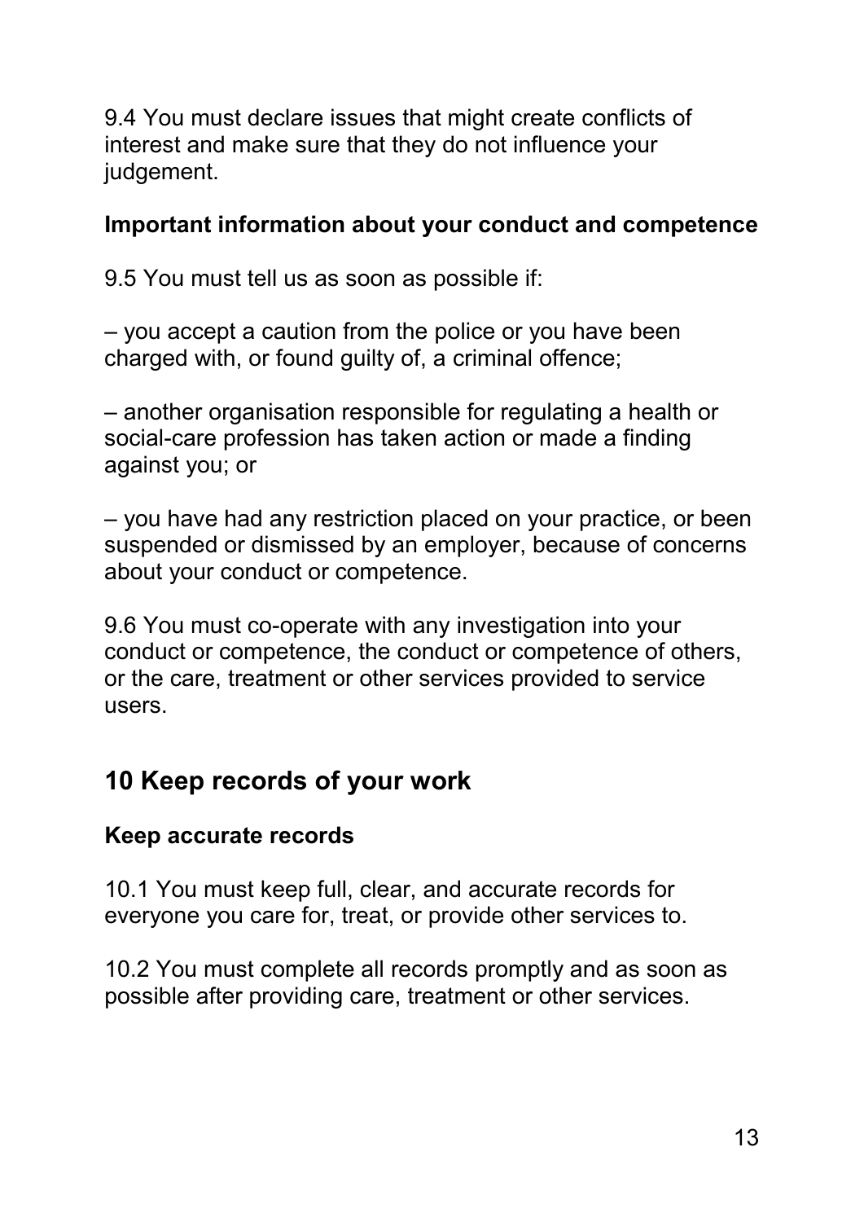9.4 You must declare issues that might create conflicts of interest and make sure that they do not influence your judgement.

**Important information about your conduct and competence**

9.5 You must tell us as soon as possible if:

– you accept a caution from the police or you have been charged with, or found guilty of, a criminal offence;

– another organisation responsible for regulating a health or social-care profession has taken action or made a finding against you; or

– you have had any restriction placed on your practice, or been suspended or dismissed by an employer, because of concerns about your conduct or competence.

9.6 You must co-operate with any investigation into your conduct or competence, the conduct or competence of others, or the care, treatment or other services provided to service users.

## 10 Keep records of your work

**Keep accurate records**

10.1 You must keep full, clear, and accurate records for everyone you care for, treat, or provide other services to.

10.2 You must complete all records promptly and as soon as possible after providing care, treatment or other services.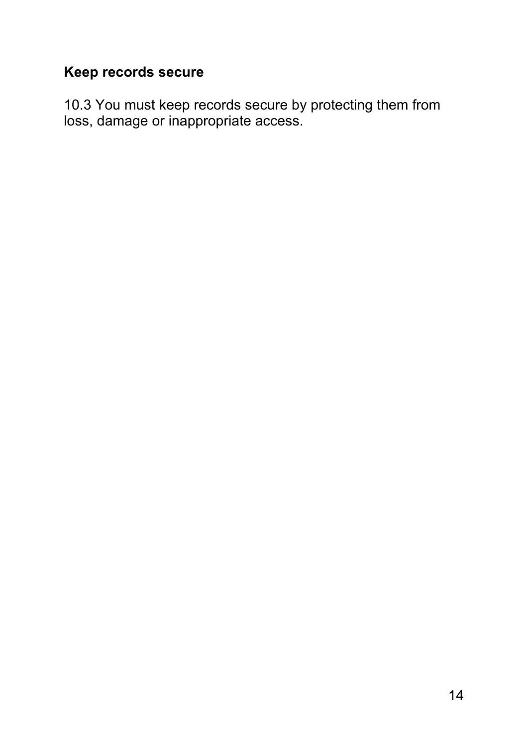## Keep records secure

10.3 You must keep records secure by protecting them from loss, damage or inappropriate access.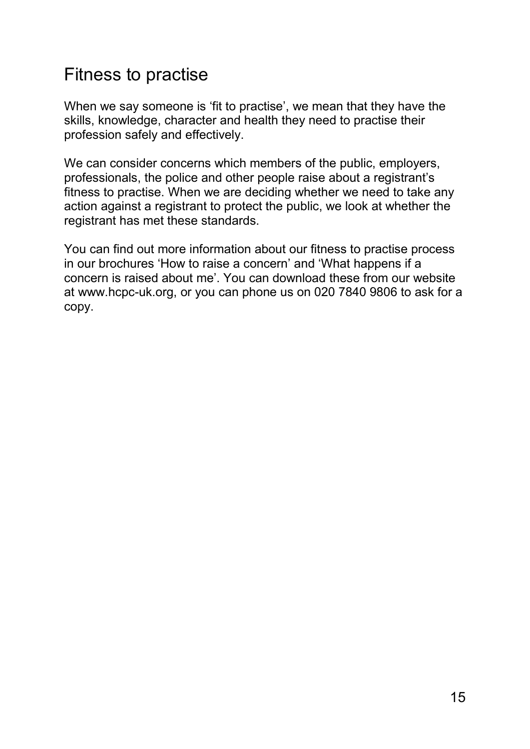## Fitness to practise

When we say someone is 'fit to practise', we mean that they have the skills, knowledge, character and health they need to practise their profession safely and effectively.

We can consider concerns which members of the public, employers, professionals, the police and other people raise about a registrant's fitness to practise. When we are deciding whether we need to take any action against a registrant to protect the public, we look at whether the registrant has met these standards.

You can find out more information about our fitness to practise process in our brochures 'How to raise a concern' and 'What happens if a concern is raised about me'. You can download these from our website at www.hcpc-uk.org, or you can phone us on 020 7840 9806 to ask for a copy.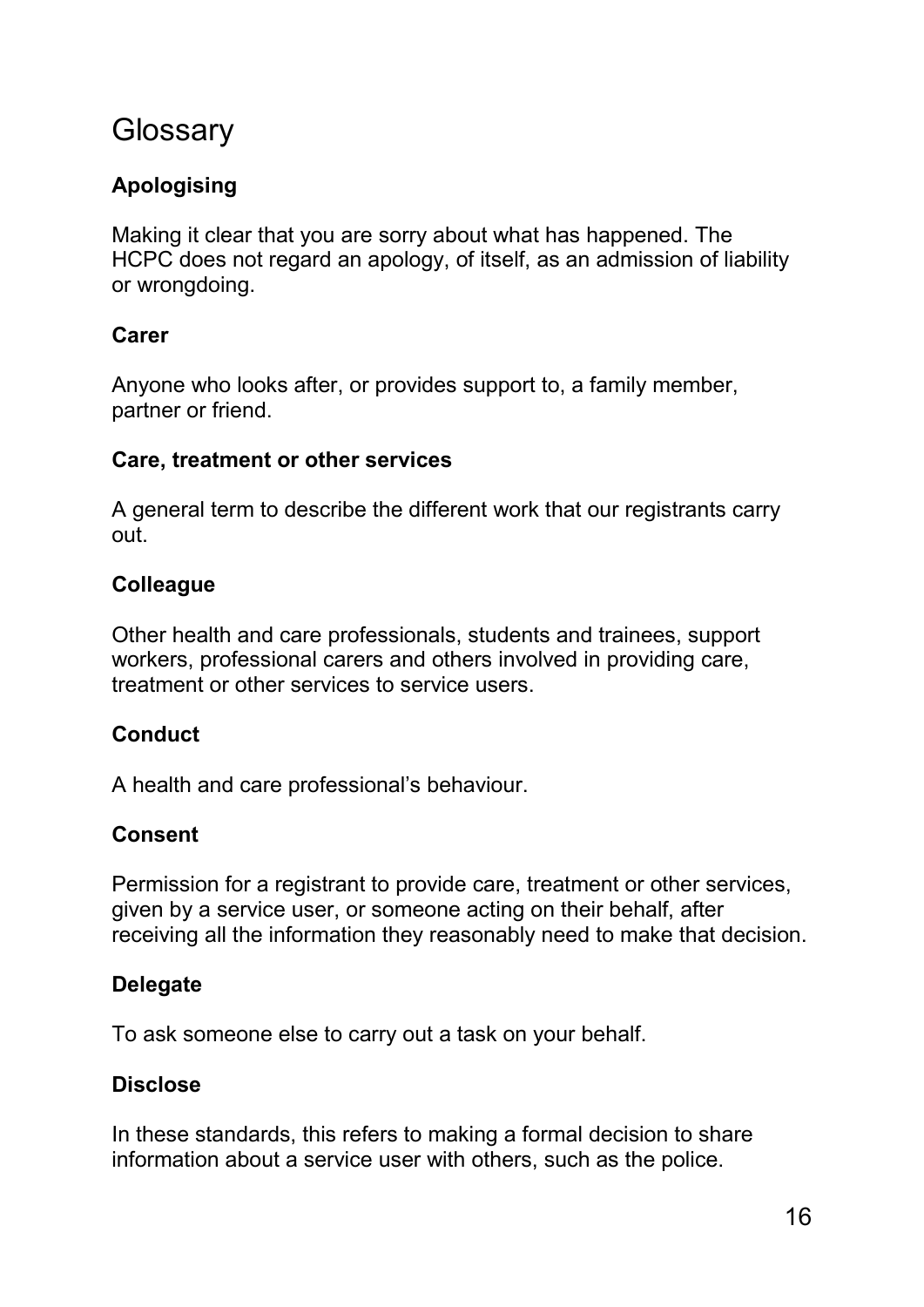# Glossary

### Apologising

Making it clear that you are sorry about what has happened. The HCPC does not regard an apology, of itself, as an admission of liability or wrongdoing.

### Carer

Anyone who looks after, or provides support to, a family member, partner or friend.

### Care, treatment or other services

A general term to describe the different work that our registrants carry out.

### Colleague

Other health and care professionals, students and trainees, support workers, professional carers and others involved in providing care, treatment or other services to service users.

### Conduct

A health and care professional's behaviour.

### Consent

Permission for a registrant to provide care, treatment or other services, given by a service user, or someone acting on their behalf, after receiving all the information they reasonably need to make that decision.

### Delegate

To ask someone else to carry out a task on your behalf.

### Disclose

In these standards, this refers to making a formal decision to share information about a service user with others, such as the police.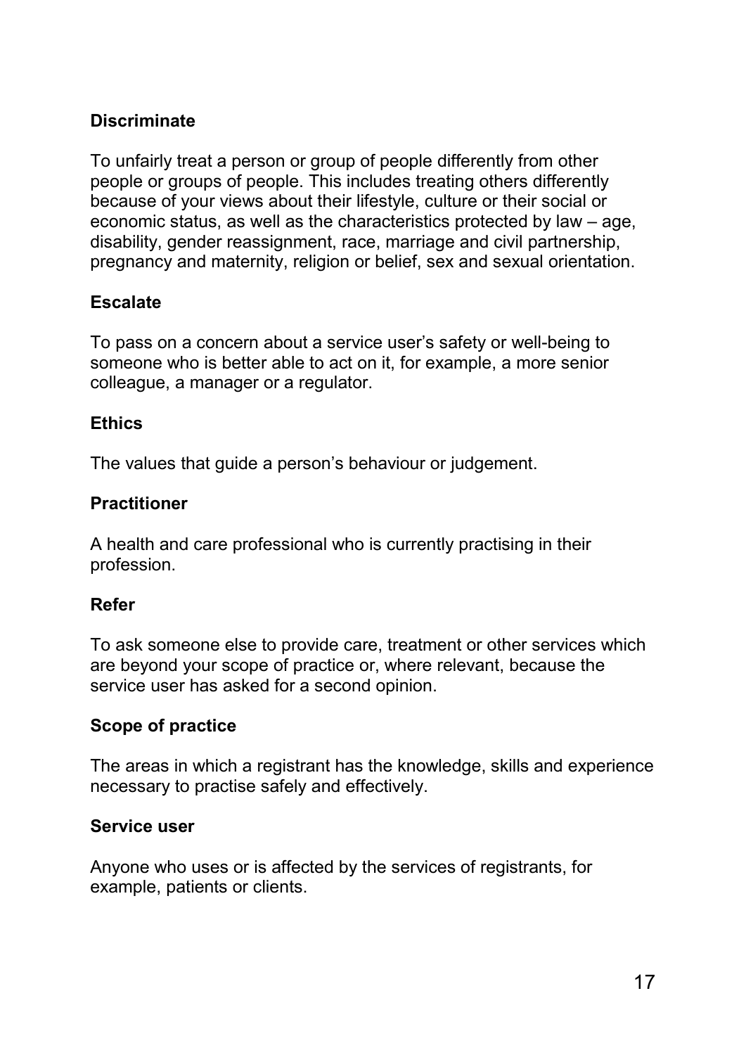**Discriminate**

To unfairly treat a person or group of people differently from other people or groups of people. This includes treating others differently because of your views about their lifestyle, culture or their social or economic status, as well as the characteristics protected by law – age, disability, gender reassignment, race, marriage and civil partnership, pregnancy and maternity, religion or belief, sex and sexual orientation.

**Escalate**

To pass on a concern about a service user's safety or well-being to someone who is better able to act on it, for example, a more senior colleague, a manager or a regulator.

**Ethics**

The values that guide a person's behaviour or judgement.

**Practitioner**

A health and care professional who is currently practising in their profession.

**Refer**

To ask someone else to provide care, treatment or other services which are beyond your scope of practice or, where relevant, because the service user has asked for a second opinion.

**Scope of practice**

The areas in which a registrant has the knowledge, skills and experience necessary to practise safely and effectively.

**Service user**

Anyone who uses or is affected by the services of registrants, for example, patients or clients.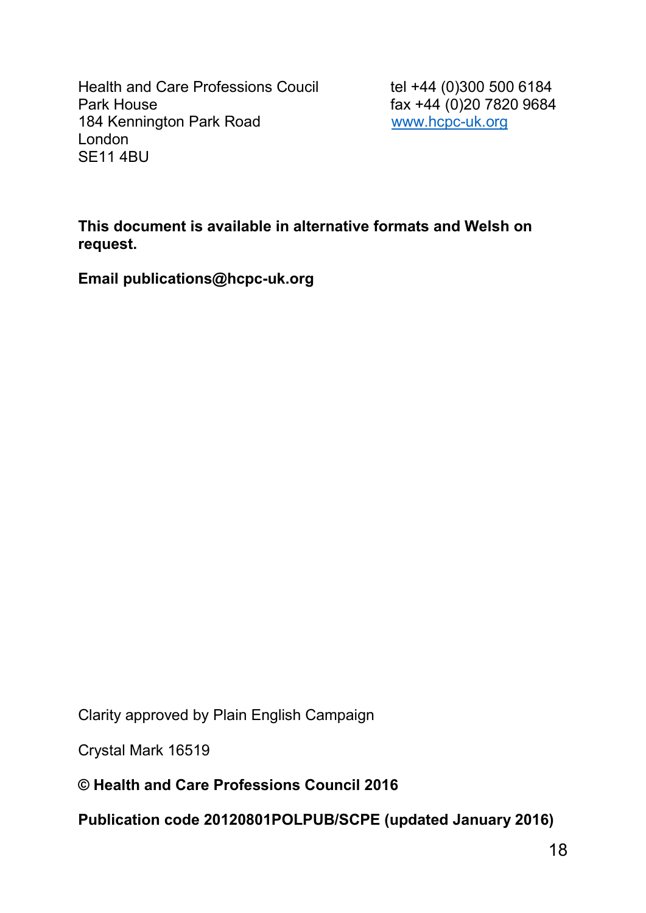Health and Care Professions Coucil
Park House
184 Kennington Park Road
London
SE11 4BU

tel +44 (0)300 500 6184
fax +44 (0)20 7820 9684
www.hcpc-uk.org

**This document is available in alternative formats and Welsh on request.**

**Email publications@hcpc-uk.org**

Clarity approved by Plain English Campaign

Crystal Mark 16519

**© Health and Care Professions Council 2016**

**Publication code 20120801POLPUB/SCPE (updated January 2016)**